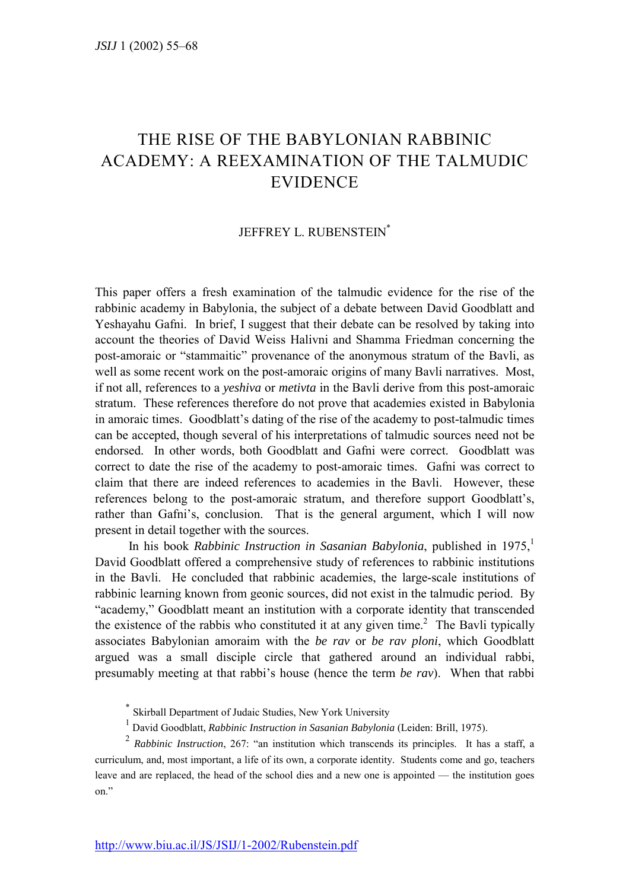# THE RISE OF THE BABYLONIAN RABBINIC ACADEMY: A REEXAMINATION OF THE TALMUDIC EVIDENCE

JEFFREY L. RUBENSTEIN[*]

This paper offers a fresh examination of the talmudic evidence for the rise of the rabbinic academy in Babylonia, the subject of a debate between David Goodblatt and Yeshayahu Gafni. In brief, I suggest that their debate can be resolved by taking into account the theories of David Weiss Halivni and Shamma Friedman concerning the post-amoraic or "stammaitic" provenance of the anonymous stratum of the Bavli, as well as some recent work on the post-amoraic origins of many Bavli narratives. Most, if not all, references to a *yeshiva* or *metivta* in the Bavli derive from this post-amoraic stratum. These references therefore do not prove that academies existed in Babylonia in amoraic times. Goodblatt's dating of the rise of the academy to post-talmudic times can be accepted, though several of his interpretations of talmudic sources need not be endorsed. In other words, both Goodblatt and Gafni were correct. Goodblatt was correct to date the rise of the academy to post-amoraic times. Gafni was correct to claim that there are indeed references to academies in the Bavli. However, these references belong to the post-amoraic stratum, and therefore support Goodblatt's, rather than Gafni's, conclusion. That is the general argument, which I will now present in detail together with the sources.

In his book *Rabbinic Instruction in Sasanian Babylonia*, published in 1975,[1] David Goodblatt offered a comprehensive study of references to rabbinic institutions in the Bavli. He concluded that rabbinic academies, the large-scale institutions of rabbinic learning known from geonic sources, did not exist in the talmudic period. By "academy," Goodblatt meant an institution with a corporate identity that transcended the existence of the rabbis who constituted it at any given time.[2] The Bavli typically associates Babylonian amoraim with the *be rav* or *be rav ploni*, which Goodblatt argued was a small disciple circle that gathered around an individual rabbi, presumably meeting at that rabbi's house (hence the term *be rav*). When that rabbi

[*] Skirball Department of Judaic Studies, New York University

[1] David Goodblatt, *Rabbinic Instruction in Sasanian Babylonia* (Leiden: Brill, 1975).

[2] *Rabbinic Instruction*, 267: "an institution which transcends its principles. It has a staff, a curriculum, and, most important, a life of its own, a corporate identity. Students come and go, teachers leave and are replaced, the head of the school dies and a new one is appointed — the institution goes on."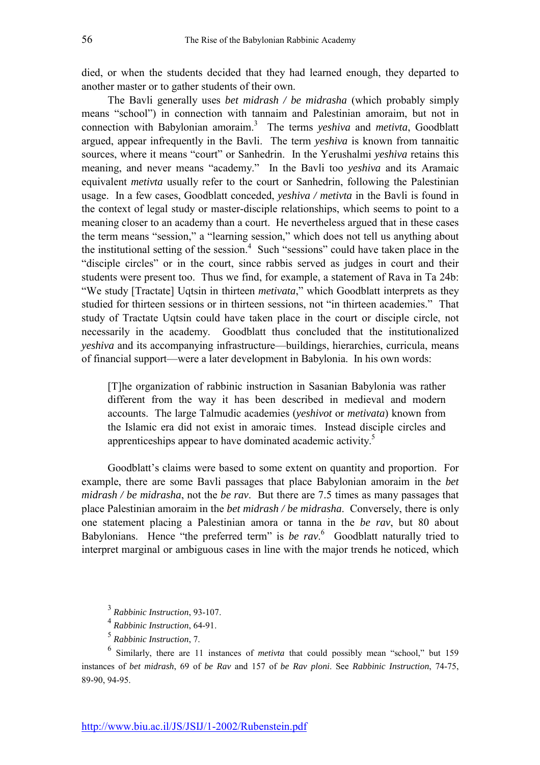died, or when the students decided that they had learned enough, they departed to another master or to gather students of their own.

The Bavli generally uses *bet midrash / be midrasha* (which probably simply means "school") in connection with tannaim and Palestinian amoraim, but not in connection with Babylonian amoraim.[3] The terms *yeshiva* and *metivta*, Goodblatt argued, appear infrequently in the Bavli. The term *yeshiva* is known from tannaitic sources, where it means "court" or Sanhedrin. In the Yerushalmi *yeshiva* retains this meaning, and never means "academy." In the Bavli too *yeshiva* and its Aramaic equivalent *metivta* usually refer to the court or Sanhedrin, following the Palestinian usage. In a few cases, Goodblatt conceded, *yeshiva / metivta* in the Bavli is found in the context of legal study or master-disciple relationships, which seems to point to a meaning closer to an academy than a court. He nevertheless argued that in these cases the term means "session," a "learning session," which does not tell us anything about the institutional setting of the session.[4] Such "sessions" could have taken place in the "disciple circles" or in the court, since rabbis served as judges in court and their students were present too. Thus we find, for example, a statement of Rava in Ta 24b: "We study [Tractate] Uqtsin in thirteen *metivata*," which Goodblatt interprets as they studied for thirteen sessions or in thirteen sessions, not "in thirteen academies." That study of Tractate Uqtsin could have taken place in the court or disciple circle, not necessarily in the academy. Goodblatt thus concluded that the institutionalized *yeshiva* and its accompanying infrastructure—buildings, hierarchies, curricula, means of financial support—were a later development in Babylonia. In his own words:

> [T]he organization of rabbinic instruction in Sasanian Babylonia was rather different from the way it has been described in medieval and modern accounts. The large Talmudic academies (*yeshivot* or *metivata*) known from the Islamic era did not exist in amoraic times. Instead disciple circles and apprenticeships appear to have dominated academic activity.[5]

Goodblatt's claims were based to some extent on quantity and proportion. For example, there are some Bavli passages that place Babylonian amoraim in the *bet midrash / be midrasha*, not the *be rav*. But there are 7.5 times as many passages that place Palestinian amoraim in the *bet midrash / be midrasha*. Conversely, there is only one statement placing a Palestinian amora or tanna in the *be rav*, but 80 about Babylonians. Hence "the preferred term" is *be rav*.[6] Goodblatt naturally tried to interpret marginal or ambiguous cases in line with the major trends he noticed, which

---

[3] *Rabbinic Instruction*, 93-107.

[4] *Rabbinic Instruction*, 64-91.

[5] *Rabbinic Instruction*, 7.

[6] Similarly, there are 11 instances of *metivta* that could possibly mean "school," but 159 instances of *bet midrash*, 69 of *be Rav* and 157 of *be Rav ploni*. See *Rabbinic Instruction*, 74-75, 89-90, 94-95.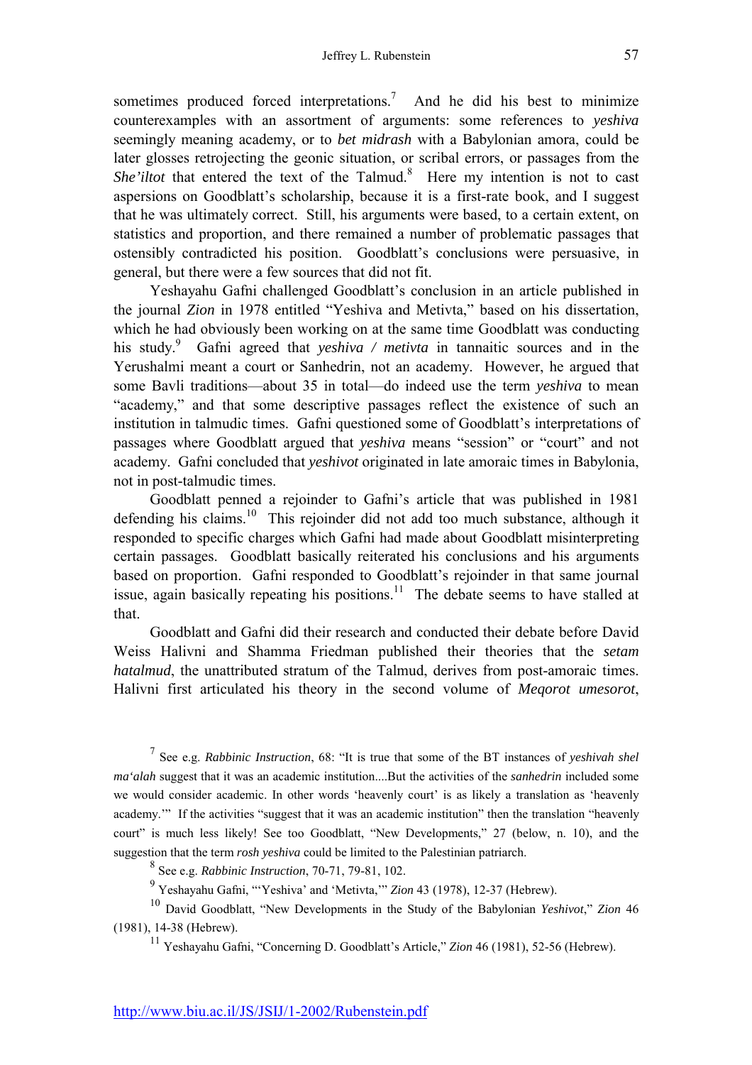sometimes produced forced interpretations.[7] And he did his best to minimize counterexamples with an assortment of arguments: some references to *yeshiva* seemingly meaning academy, or to *bet midrash* with a Babylonian amora, could be later glosses retrojecting the geonic situation, or scribal errors, or passages from the *She'iltot* that entered the text of the Talmud.[8] Here my intention is not to cast aspersions on Goodblatt's scholarship, because it is a first-rate book, and I suggest that he was ultimately correct. Still, his arguments were based, to a certain extent, on statistics and proportion, and there remained a number of problematic passages that ostensibly contradicted his position. Goodblatt's conclusions were persuasive, in general, but there were a few sources that did not fit.

Yeshayahu Gafni challenged Goodblatt's conclusion in an article published in the journal *Zion* in 1978 entitled "Yeshiva and Metivta," based on his dissertation, which he had obviously been working on at the same time Goodblatt was conducting his study.[9] Gafni agreed that *yeshiva / metivta* in tannaitic sources and in the Yerushalmi meant a court or Sanhedrin, not an academy. However, he argued that some Bavli traditions—about 35 in total—do indeed use the term *yeshiva* to mean "academy," and that some descriptive passages reflect the existence of such an institution in talmudic times. Gafni questioned some of Goodblatt's interpretations of passages where Goodblatt argued that *yeshiva* means "session" or "court" and not academy. Gafni concluded that *yeshivot* originated in late amoraic times in Babylonia, not in post-talmudic times.

Goodblatt penned a rejoinder to Gafni's article that was published in 1981 defending his claims.[10] This rejoinder did not add too much substance, although it responded to specific charges which Gafni had made about Goodblatt misinterpreting certain passages. Goodblatt basically reiterated his conclusions and his arguments based on proportion. Gafni responded to Goodblatt's rejoinder in that same journal issue, again basically repeating his positions.[11] The debate seems to have stalled at that.

Goodblatt and Gafni did their research and conducted their debate before David Weiss Halivni and Shamma Friedman published their theories that the *setam hatalmud*, the unattributed stratum of the Talmud, derives from post-amoraic times. Halivni first articulated his theory in the second volume of *Meqorot umesorot*,

[7] See e.g. *Rabbinic Instruction*, 68: "It is true that some of the BT instances of *yeshivah shel ma'alah* suggest that it was an academic institution....But the activities of the *sanhedrin* included some we would consider academic. In other words 'heavenly court' is as likely a translation as 'heavenly academy.'" If the activities "suggest that it was an academic institution" then the translation "heavenly court" is much less likely! See too Goodblatt, "New Developments," 27 (below, n. 10), and the suggestion that the term *rosh yeshiva* could be limited to the Palestinian patriarch.

[8] See e.g. *Rabbinic Instruction*, 70-71, 79-81, 102.

[9] Yeshayahu Gafni, "'Yeshiva' and 'Metivta,'" *Zion* 43 (1978), 12-37 (Hebrew).

[10] David Goodblatt, "New Developments in the Study of the Babylonian *Yeshivot*," *Zion* 46 (1981), 14-38 (Hebrew).

[11] Yeshayahu Gafni, "Concerning D. Goodblatt's Article," *Zion* 46 (1981), 52-56 (Hebrew).

http://www.biu.ac.il/JS/JSIJ/1-2002/Rubenstein.pdf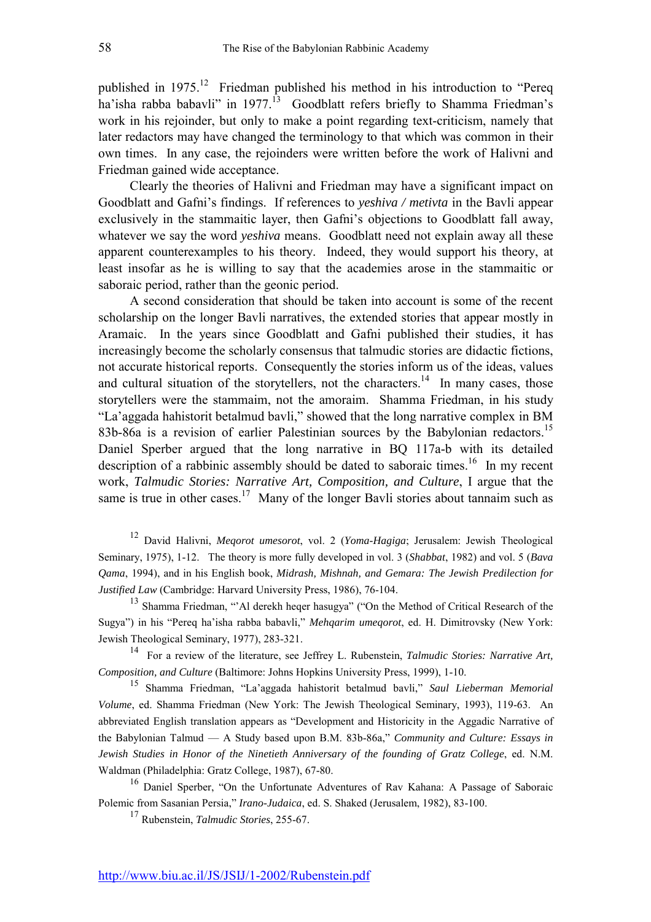published in 1975.[12] Friedman published his method in his introduction to "Pereq ha'isha rabba babavli" in 1977.[13] Goodblatt refers briefly to Shamma Friedman's work in his rejoinder, but only to make a point regarding text-criticism, namely that later redactors may have changed the terminology to that which was common in their own times. In any case, the rejoinders were written before the work of Halivni and Friedman gained wide acceptance.

Clearly the theories of Halivni and Friedman may have a significant impact on Goodblatt and Gafni's findings. If references to *yeshiva / metivta* in the Bavli appear exclusively in the stammaitic layer, then Gafni's objections to Goodblatt fall away, whatever we say the word *yeshiva* means. Goodblatt need not explain away all these apparent counterexamples to his theory. Indeed, they would support his theory, at least insofar as he is willing to say that the academies arose in the stammaitic or saboraic period, rather than the geonic period.

A second consideration that should be taken into account is some of the recent scholarship on the longer Bavli narratives, the extended stories that appear mostly in Aramaic. In the years since Goodblatt and Gafni published their studies, it has increasingly become the scholarly consensus that talmudic stories are didactic fictions, not accurate historical reports. Consequently the stories inform us of the ideas, values and cultural situation of the storytellers, not the characters.[14] In many cases, those storytellers were the stammaim, not the amoraim. Shamma Friedman, in his study "La'aggada hahistorit betalmud bavli," showed that the long narrative complex in BM 83b-86a is a revision of earlier Palestinian sources by the Babylonian redactors.[15] Daniel Sperber argued that the long narrative in BQ 117a-b with its detailed description of a rabbinic assembly should be dated to saboraic times.[16] In my recent work, *Talmudic Stories: Narrative Art, Composition, and Culture*, I argue that the same is true in other cases.[17] Many of the longer Bavli stories about tannaim such as

---

[12] David Halivni, *Meqorot umesorot*, vol. 2 (*Yoma-Hagiga*; Jerusalem: Jewish Theological Seminary, 1975), 1-12. The theory is more fully developed in vol. 3 (*Shabbat*, 1982) and vol. 5 (*Bava Qama*, 1994), and in his English book, *Midrash, Mishnah, and Gemara: The Jewish Predilection for Justified Law* (Cambridge: Harvard University Press, 1986), 76-104.

[13] Shamma Friedman, "'Al derekh heqer hasugya" ("On the Method of Critical Research of the Sugya") in his "Pereq ha'isha rabba babavli," *Mehqarim umeqorot*, ed. H. Dimitrovsky (New York: Jewish Theological Seminary, 1977), 283-321.

[14] For a review of the literature, see Jeffrey L. Rubenstein, *Talmudic Stories: Narrative Art, Composition, and Culture* (Baltimore: Johns Hopkins University Press, 1999), 1-10.

[15] Shamma Friedman, "La'aggada hahistorit betalmud bavli," *Saul Lieberman Memorial Volume*, ed. Shamma Friedman (New York: The Jewish Theological Seminary, 1993), 119-63. An abbreviated English translation appears as "Development and Historicity in the Aggadic Narrative of the Babylonian Talmud — A Study based upon B.M. 83b-86a," *Community and Culture: Essays in Jewish Studies in Honor of the Ninetieth Anniversary of the founding of Gratz College*, ed. N.M. Waldman (Philadelphia: Gratz College, 1987), 67-80.

[16] Daniel Sperber, "On the Unfortunate Adventures of Rav Kahana: A Passage of Saboraic Polemic from Sasanian Persia," *Irano-Judaica*, ed. S. Shaked (Jerusalem, 1982), 83-100.

[17] Rubenstein, *Talmudic Stories*, 255-67.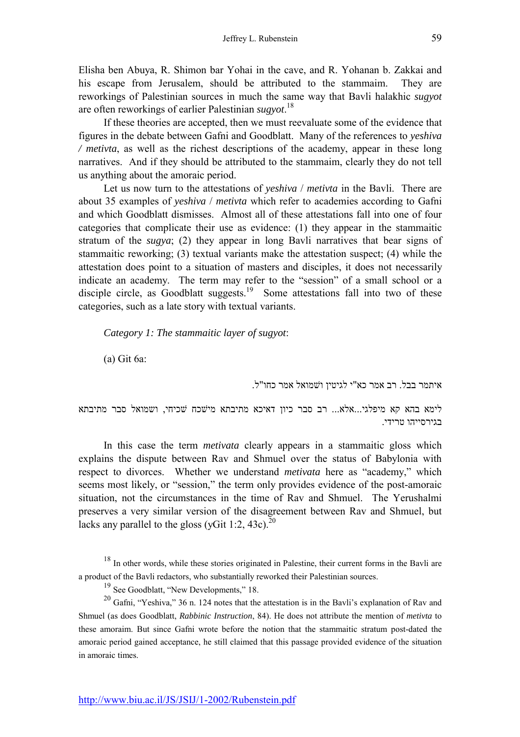Elisha ben Abuya, R. Shimon bar Yohai in the cave, and R. Yohanan b. Zakkai and his escape from Jerusalem, should be attributed to the stammaim. They are reworkings of Palestinian sources in much the same way that Bavli halakhic *sugyot* are often reworkings of earlier Palestinian *sugyot*.[18]

If these theories are accepted, then we must reevaluate some of the evidence that figures in the debate between Gafni and Goodblatt. Many of the references to *yeshiva / metivta*, as well as the richest descriptions of the academy, appear in these long narratives. And if they should be attributed to the stammaim, clearly they do not tell us anything about the amoraic period.

Let us now turn to the attestations of *yeshiva* / *metivta* in the Bavli. There are about 35 examples of *yeshiva* / *metivta* which refer to academies according to Gafni and which Goodblatt dismisses. Almost all of these attestations fall into one of four categories that complicate their use as evidence: (1) they appear in the stammaitic stratum of the *sugya*; (2) they appear in long Bavli narratives that bear signs of stammaitic reworking; (3) textual variants make the attestation suspect; (4) while the attestation does point to a situation of masters and disciples, it does not necessarily indicate an academy. The term may refer to the "session" of a small school or a disciple circle, as Goodblatt suggests.[19] Some attestations fall into two of these categories, such as a late story with textual variants.

*Category 1: The stammaitic layer of sugyot*:

(a) Git 6a:

איתמר בבל. רב אמר כא"י לגיטין ושמואל אמר כחו"ל.

לימא בהא קא מיפלגי...אלא... רב סבר כיון דאיכא מתיבתא מישכח שכיחי, ושמואל סבר מתיבתא בגירסייהו טרידי.

In this case the term *metivata* clearly appears in a stammaitic gloss which explains the dispute between Rav and Shmuel over the status of Babylonia with respect to divorces. Whether we understand *metivata* here as "academy," which seems most likely, or "session," the term only provides evidence of the post-amoraic situation, not the circumstances in the time of Rav and Shmuel. The Yerushalmi preserves a very similar version of the disagreement between Rav and Shmuel, but lacks any parallel to the gloss (yGit 1:2, 43c).[20]

[18] In other words, while these stories originated in Palestine, their current forms in the Bavli are a product of the Bavli redactors, who substantially reworked their Palestinian sources.

[19] See Goodblatt, "New Developments," 18.

[20] Gafni, "Yeshiva," 36 n. 124 notes that the attestation is in the Bavli's explanation of Rav and Shmuel (as does Goodblatt, *Rabbinic Instruction*, 84). He does not attribute the mention of *metivta* to these amoraim. But since Gafni wrote before the notion that the stammaitic stratum post-dated the amoraic period gained acceptance, he still claimed that this passage provided evidence of the situation in amoraic times.

http://www.biu.ac.il/JS/JSIJ/1-2002/Rubenstein.pdf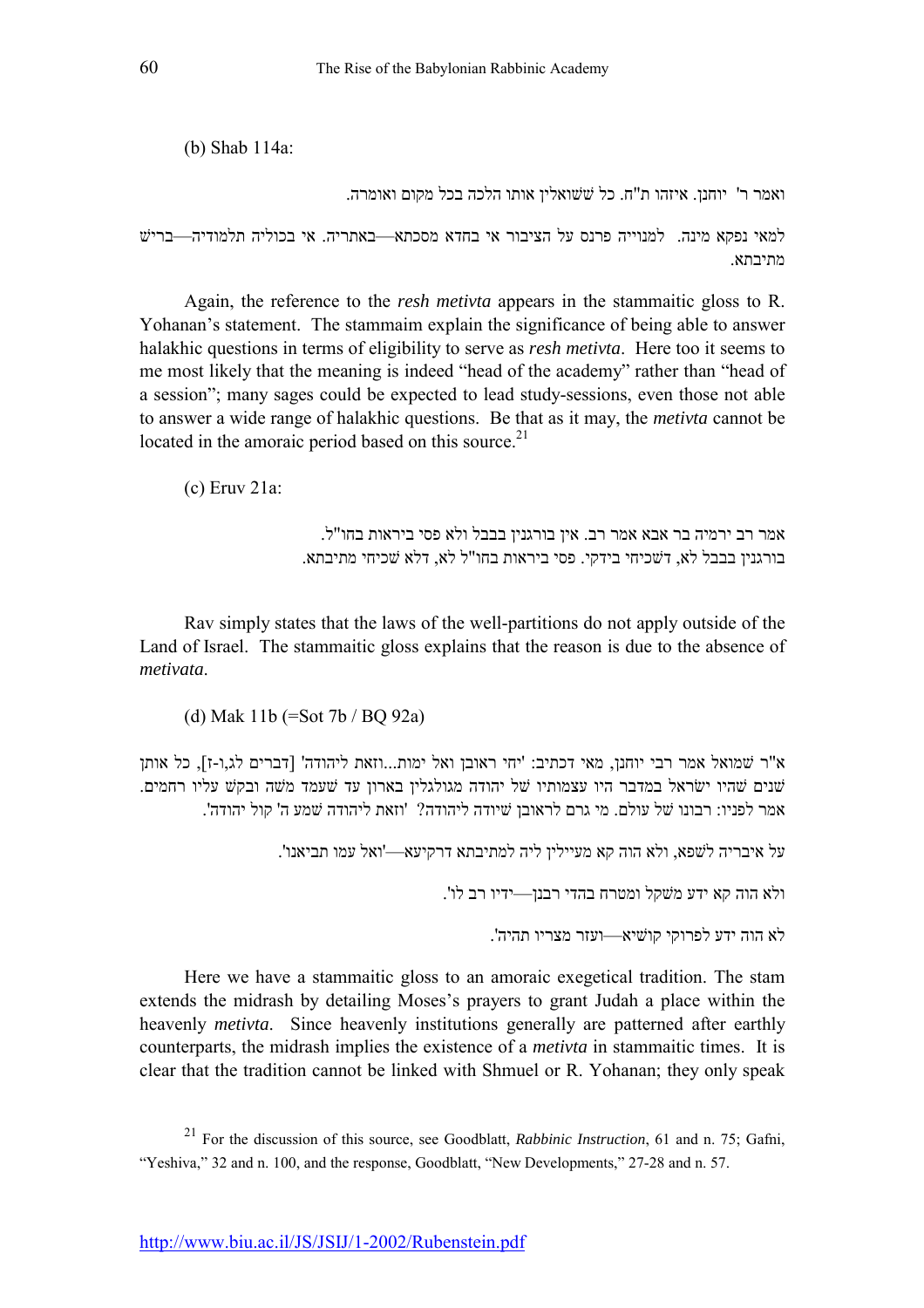(b) Shab 114a:

ואמר ר' יוחנן. איזהו ת"ח. כל ששואלין אותו הלכה בכל מקום ואומרה.

למאי נפקא מינה. למנוייה פרנס על הציבור אי בחדא מסכתא—באתריה. אי בכוליה תלמודיה—ברישׁ מתיבתא.

Again, the reference to the *resh metivta* appears in the stammaitic gloss to R. Yohanan's statement. The stammaim explain the significance of being able to answer halakhic questions in terms of eligibility to serve as *resh metivta*. Here too it seems to me most likely that the meaning is indeed "head of the academy" rather than "head of a session"; many sages could be expected to lead study-sessions, even those not able to answer a wide range of halakhic questions. Be that as it may, the *metivta* cannot be located in the amoraic period based on this source.[21]

(c) Eruv 21a:

אמר רב ירמיה בר אבא אמר רב. אין בורגנין בבבל ולא פסי ביראות בחו"ל.
בורגנין בבבל לא, דשכיחי בידקי. פסי ביראות בחו"ל לא, דלא שכיחי מתיבתא.

Rav simply states that the laws of the well-partitions do not apply outside of the Land of Israel. The stammaitic gloss explains that the reason is due to the absence of *metivata*.

(d) Mak 11b (=Sot 7b / BQ 92a)

א"ר שמואל אמר רבי יוחנן, מאי דכתיב: 'יחי ראובן ואל ימות...וזאת ליהודה' [דברים לג,ו-ז], כל אותן שנים שהיו ישראל במדבר היו עצמותיו של יהודה מגולגלין בארון עד שעמד משה ובקש עליו רחמים. אמר לפניו: רבונו של עולם. מי גרם לראובן שיודה ליהודה? 'וזאת ליהודה שמע ה' קול יהודה'.

על איבריה לשפא, ולא הוה קא מעיילין ליה למתיבתא דרקיעא—'ואל עמו תביאנו'.

ולא הוה קא ידע משקל ומטרח בהדי רבנן—'ידיו רב לו'.

לא הוה ידע לפרוקי קושיא—'ועזר מצריו תהיה'.

Here we have a stammaitic gloss to an amoraic exegetical tradition. The stam extends the midrash by detailing Moses's prayers to grant Judah a place within the heavenly *metivta*. Since heavenly institutions generally are patterned after earthly counterparts, the midrash implies the existence of a *metivta* in stammaitic times. It is clear that the tradition cannot be linked with Shmuel or R. Yohanan; they only speak

[21] For the discussion of this source, see Goodblatt, *Rabbinic Instruction*, 61 and n. 75; Gafni, "Yeshiva," 32 and n. 100, and the response, Goodblatt, "New Developments," 27-28 and n. 57.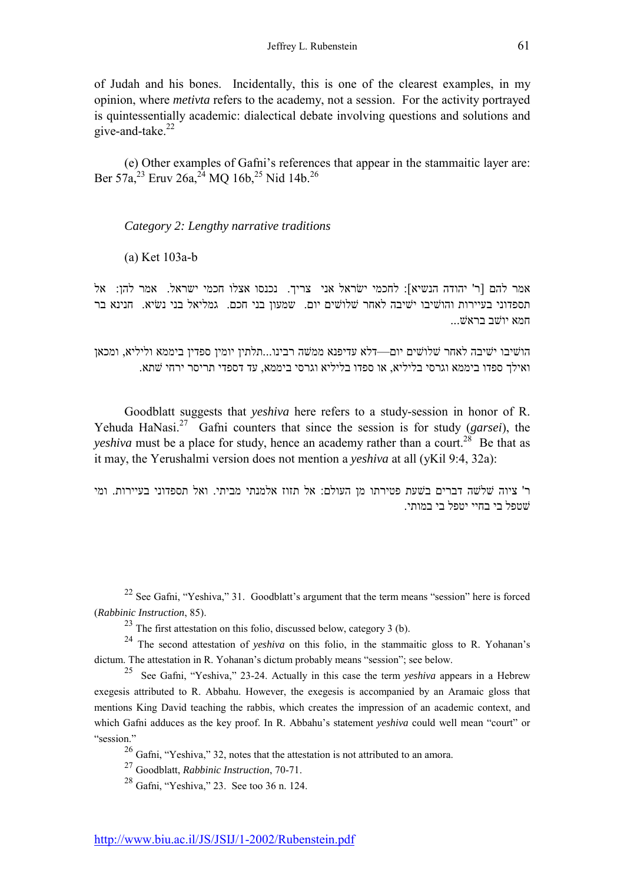of Judah and his bones. Incidentally, this is one of the clearest examples, in my opinion, where *metivta* refers to the academy, not a session. For the activity portrayed is quintessentially academic: dialectical debate involving questions and solutions and give-and-take.[22]

(e) Other examples of Gafni's references that appear in the stammaitic layer are: Ber 57a,[23] Eruv 26a,[24] MQ 16b,[25] Nid 14b.[26]

*Category 2: Lengthy narrative traditions*

(a) Ket 103a-b

אמר להם [ר' יהודה הנשיא]: לחכמי ישׂראל אני צריך. נכנסו אצלו חכמי ישראל. אמר להן: אל תספדוני בעיירות והושיבו ישיבה לאחר שלושים יום. שמעון בני חכם. גמליאל בני נשׂיא. חנינא בר חמא יושב בראשׁ...

הושיבו ישיבה לאחר שלושים יום—דלא עדיפנא ממשה רבינו...תלתין יומין ספדין בימּמא וליליא, ומכאן ואילך ספדו בימּמא וגרסי בליליא, או ספדו בליליא וגרסי בימּמא, עד דספדי תריסר ירחי שתא.

Goodblatt suggests that *yeshiva* here refers to a study-session in honor of R. Yehuda HaNasi.[27] Gafni counters that since the session is for study (*garsei*), the *yeshiva* must be a place for study, hence an academy rather than a court.[28] Be that as it may, the Yerushalmi version does not mention a *yeshiva* at all (yKil 9:4, 32a):

ר' ציוה שלשה דברים בשעת פטירתו מן העולם: אל תזוז אלמנתי מביתי. ואל תספדוני בעיירות. ומי שטפל בי בחיי יטפל בי במותי.

[22] See Gafni, "Yeshiva," 31. Goodblatt's argument that the term means "session" here is forced (*Rabbinic Instruction*, 85).

[23] The first attestation on this folio, discussed below, category 3 (b).

[24] The second attestation of *yeshiva* on this folio, in the stammaitic gloss to R. Yohanan's dictum. The attestation in R. Yohanan's dictum probably means "session"; see below.

[25] See Gafni, "Yeshiva," 23-24. Actually in this case the term *yeshiva* appears in a Hebrew exegesis attributed to R. Abbahu. However, the exegesis is accompanied by an Aramaic gloss that mentions King David teaching the rabbis, which creates the impression of an academic context, and which Gafni adduces as the key proof. In R. Abbahu's statement *yeshiva* could well mean "court" or "session."

[26] Gafni, "Yeshiva," 32, notes that the attestation is not attributed to an amora.

[27] Goodblatt, *Rabbinic Instruction*, 70-71.

[28] Gafni, "Yeshiva," 23. See too 36 n. 124.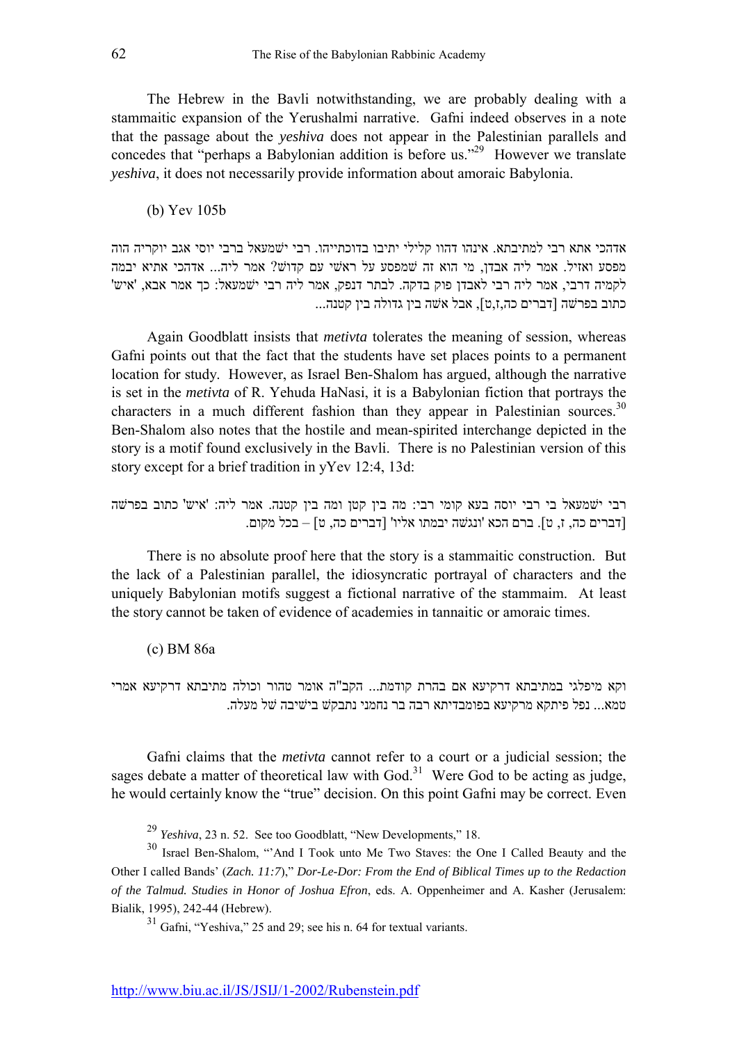The Hebrew in the Bavli notwithstanding, we are probably dealing with a stammaitic expansion of the Yerushalmi narrative. Gafni indeed observes in a note that the passage about the *yeshiva* does not appear in the Palestinian parallels and concedes that "perhaps a Babylonian addition is before us."[29] However we translate *yeshiva*, it does not necessarily provide information about amoraic Babylonia.

(b) Yev 105b

אדהכי אתא רבי למתיבתא. אינהו דהוו קלילי יתיבו בדוכתייהו. רבי ישמעאל ברבי יוסי אגב יוקריה הוה מפסע ואזיל. אמר ליה אבדן, מי הוא זה שמפסע על ראשי עם קדוש? אמר ליה... אדהכי אתיא יבמה לקמיה דרבי, אמר ליה רבי לאבדן פוק בדקה. לבתר דנפק, אמר ליה רבי ישמעאל: כך אמר אבא, 'איש' כתוב בפרשה [דברים כה,ז,ט], אבל אשה בין גדולה בין קטנה...

Again Goodblatt insists that *metivta* tolerates the meaning of session, whereas Gafni points out that the fact that the students have set places points to a permanent location for study. However, as Israel Ben-Shalom has argued, although the narrative is set in the *metivta* of R. Yehuda HaNasi, it is a Babylonian fiction that portrays the characters in a much different fashion than they appear in Palestinian sources.[30] Ben-Shalom also notes that the hostile and mean-spirited interchange depicted in the story is a motif found exclusively in the Bavli. There is no Palestinian version of this story except for a brief tradition in yYev 12:4, 13d:

רבי ישמעאל בי רבי יוסה בעא קומי רבי: מה בין קטן ומה בין קטנה. אמר ליה: 'איש' כתוב בפרשה [דברים כה, ז, ט]. ברם הכא 'ונגשה יבמתו אליו' [דברים כה, ט] – בכל מקום.

There is no absolute proof here that the story is a stammaitic construction. But the lack of a Palestinian parallel, the idiosyncratic portrayal of characters and the uniquely Babylonian motifs suggest a fictional narrative of the stammaim. At least the story cannot be taken of evidence of academies in tannaitic or amoraic times.

(c) BM 86a

וקא מיפלגי במתיבתא דרקיעא אם בהרת קודמת... הקב"ה אומר טהור וכולה מתיבתא דרקיעא אמרי טמא... נפל פיתקא מרקיעא בפומבדיתא רבה בר נחמני נתבקש בישיבה של מעלה.

Gafni claims that the *metivta* cannot refer to a court or a judicial session; the sages debate a matter of theoretical law with God.[31] Were God to be acting as judge, he would certainly know the "true" decision. On this point Gafni may be correct. Even

[29] *Yeshiva*, 23 n. 52. See too Goodblatt, "New Developments," 18.

[30] Israel Ben-Shalom, "'And I Took unto Me Two Staves: the One I Called Beauty and the Other I called Bands' (*Zach. 11:7*)," *Dor-Le-Dor: From the End of Biblical Times up to the Redaction of the Talmud. Studies in Honor of Joshua Efron*, eds. A. Oppenheimer and A. Kasher (Jerusalem: Bialik, 1995), 242-44 (Hebrew).

[31] Gafni, "Yeshiva," 25 and 29; see his n. 64 for textual variants.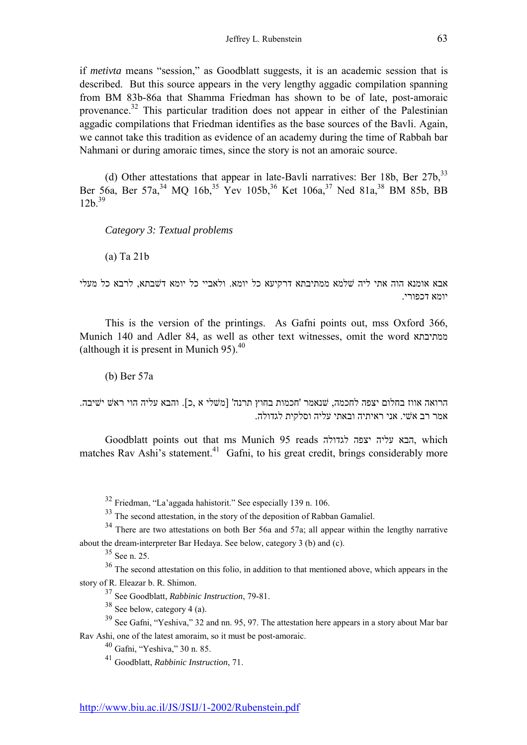if *metivta* means "session," as Goodblatt suggests, it is an academic session that is described. But this source appears in the very lengthy aggadic compilation spanning from BM 83b-86a that Shamma Friedman has shown to be of late, post-amoraic provenance.[32] This particular tradition does not appear in either of the Palestinian aggadic compilations that Friedman identifies as the base sources of the Bavli. Again, we cannot take this tradition as evidence of an academy during the time of Rabbah bar Nahmani or during amoraic times, since the story is not an amoraic source.

(d) Other attestations that appear in late-Bavli narratives: Ber 18b, Ber 27b,[33] Ber 56a, Ber 57a,[34] MQ 16b,[35] Yev 105b,[36] Ket 106a,[37] Ned 81a,[38] BM 85b, BB 12b.[39]

*Category 3: Textual problems*

(a) Ta 21b

אבא אומנא הוה אתי ליה שלמא ממתיבתא דרקיעא כל יומא. ולאביי כל יומא דשבתא, לרבא כל מעלי יומא דכפורי.

This is the version of the printings. As Gafni points out, mss Oxford 366, Munich 140 and Adler 84, as well as other text witnesses, omit the word ממתיבתא (although it is present in Munich 95).[40]

(b) Ber 57a

הרואה אווז בחלום יצפה לחכמה, שנאמר 'חכמות בחוץ תרנה' [משלי א ,כ]. והבא עליה הוי ראש ישיבה. אמר רב אשי. אני ראיתיה ובאתי עליה וסלקית לגדולה.

Goodblatt points out that ms Munich 95 reads הבא עליה יצפה לגדולה, which matches Rav Ashi's statement.[41] Gafni, to his great credit, brings considerably more

---

[32] Friedman, "La'aggada hahistorit." See especially 139 n. 106.

[33] The second attestation, in the story of the deposition of Rabban Gamaliel.

[34] There are two attestations on both Ber 56a and 57a; all appear within the lengthy narrative about the dream-interpreter Bar Hedaya. See below, category 3 (b) and (c).

[35] See n. 25.

[36] The second attestation on this folio, in addition to that mentioned above, which appears in the story of R. Eleazar b. R. Shimon.

[37] See Goodblatt, *Rabbinic Instruction*, 79-81.

[38] See below, category 4 (a).

[39] See Gafni, "Yeshiva," 32 and nn. 95, 97. The attestation here appears in a story about Mar bar Rav Ashi, one of the latest amoraim, so it must be post-amoraic.

[40] Gafni, "Yeshiva," 30 n. 85.

[41] Goodblatt, *Rabbinic Instruction*, 71.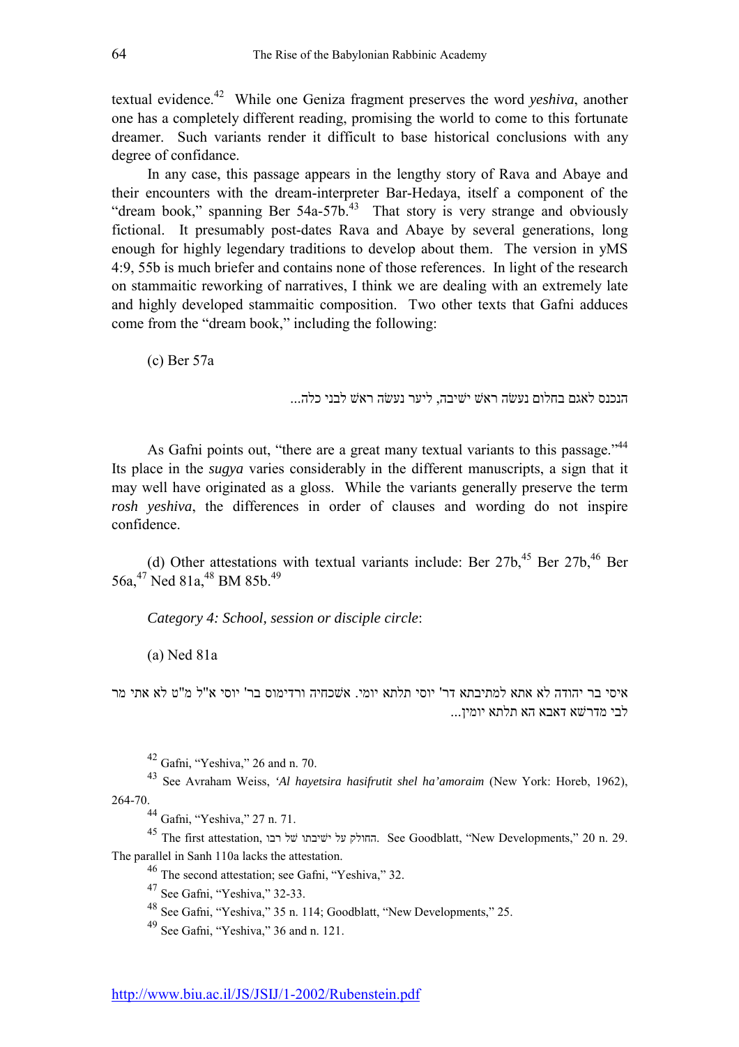textual evidence.[42] While one Geniza fragment preserves the word *yeshiva*, another one has a completely different reading, promising the world to come to this fortunate dreamer. Such variants render it difficult to base historical conclusions with any degree of confidance.

In any case, this passage appears in the lengthy story of Rava and Abaye and their encounters with the dream-interpreter Bar-Hedaya, itself a component of the "dream book," spanning Ber 54a-57b.[43] That story is very strange and obviously fictional. It presumably post-dates Rava and Abaye by several generations, long enough for highly legendary traditions to develop about them. The version in yMS 4:9, 55b is much briefer and contains none of those references. In light of the research on stammaitic reworking of narratives, I think we are dealing with an extremely late and highly developed stammaitic composition. Two other texts that Gafni adduces come from the "dream book," including the following:

(c) Ber 57a

הנכנס לאגם בחלום נעשׂה ראש ישיבה, ליער נעשׂה ראשׁ לבני כלה...

As Gafni points out, "there are a great many textual variants to this passage."[44] Its place in the *sugya* varies considerably in the different manuscripts, a sign that it may well have originated as a gloss. While the variants generally preserve the term *rosh yeshiva*, the differences in order of clauses and wording do not inspire confidence.

(d) Other attestations with textual variants include: Ber 27b,[45] Ber 27b,[46] Ber 56a,[47] Ned 81a,[48] BM 85b.[49]

*Category 4: School, session or disciple circle*:

(a) Ned 81a

איסי בר יהודה לא אתא למתיבתא דר' יוסי תלתא יומי. אשכחיה ורדימוס בר' יוסי א"ל מ"ט לא אתי מר לבי מדרשא דאבא הא תלתא יומין...

[42] Gafni, "Yeshiva," 26 and n. 70.

[43] See Avraham Weiss, *'Al hayetsira hasifrutit shel ha'amoraim* (New York: Horeb, 1962), 264-70.

[44] Gafni, "Yeshiva," 27 n. 71.

[45] The first attestation, החולק על ישיבתו של רבו. See Goodblatt, "New Developments," 20 n. 29. The parallel in Sanh 110a lacks the attestation.

[46] The second attestation; see Gafni, "Yeshiva," 32.

[47] See Gafni, "Yeshiva," 32-33.

[48] See Gafni, "Yeshiva," 35 n. 114; Goodblatt, "New Developments," 25.

[49] See Gafni, "Yeshiva," 36 and n. 121.

http://www.biu.ac.il/JS/JSIJ/1-2002/Rubenstein.pdf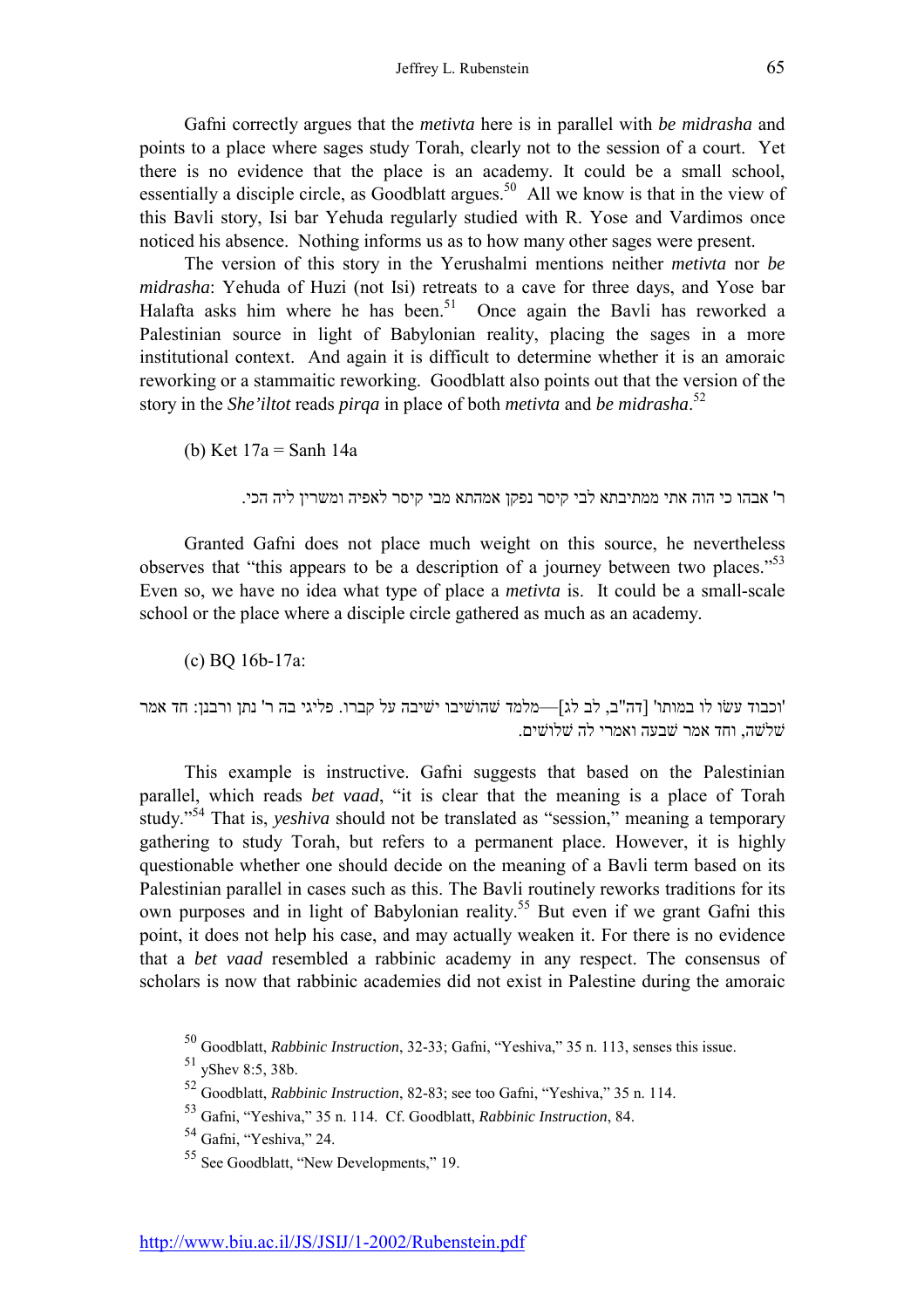Gafni correctly argues that the *metivta* here is in parallel with *be midrasha* and points to a place where sages study Torah, clearly not to the session of a court. Yet there is no evidence that the place is an academy. It could be a small school, essentially a disciple circle, as Goodblatt argues.[50] All we know is that in the view of this Bavli story, Isi bar Yehuda regularly studied with R. Yose and Vardimos once noticed his absence. Nothing informs us as to how many other sages were present.

The version of this story in the Yerushalmi mentions neither *metivta* nor *be midrasha*: Yehuda of Huzi (not Isi) retreats to a cave for three days, and Yose bar Halafta asks him where he has been.[51] Once again the Bavli has reworked a Palestinian source in light of Babylonian reality, placing the sages in a more institutional context. And again it is difficult to determine whether it is an amoraic reworking or a stammaitic reworking. Goodblatt also points out that the version of the story in the *She'iltot* reads *pirqa* in place of both *metivta* and *be midrasha*.[52]

(b) Ket 17a = Sanh 14a

ר' אבהו כי הוה אתי ממתיבתא לבי קיסר נפקן אמהתא מבי קיסר לאפיה ומשרין ליה הכי.

Granted Gafni does not place much weight on this source, he nevertheless observes that "this appears to be a description of a journey between two places."[53] Even so, we have no idea what type of place a *metivta* is. It could be a small-scale school or the place where a disciple circle gathered as much as an academy.

(c) BQ 16b-17a:

'וכבוד עשו לו במותו' [דה"ב, לב לג]—מלמד שהושיבו ישיבה על קברו. פליגי בה ר' נתן ורבנן: חד אמר שלשה, וחד אמר שבעה ואמרי לה שלושים.

This example is instructive. Gafni suggests that based on the Palestinian parallel, which reads *bet vaad*, "it is clear that the meaning is a place of Torah study."[54] That is, *yeshiva* should not be translated as "session," meaning a temporary gathering to study Torah, but refers to a permanent place. However, it is highly questionable whether one should decide on the meaning of a Bavli term based on its Palestinian parallel in cases such as this. The Bavli routinely reworks traditions for its own purposes and in light of Babylonian reality.[55] But even if we grant Gafni this point, it does not help his case, and may actually weaken it. For there is no evidence that a *bet vaad* resembled a rabbinic academy in any respect. The consensus of scholars is now that rabbinic academies did not exist in Palestine during the amoraic

[50] Goodblatt, *Rabbinic Instruction*, 32-33; Gafni, "Yeshiva," 35 n. 113, senses this issue.

[51] yShev 8:5, 38b.

[52] Goodblatt, *Rabbinic Instruction*, 82-83; see too Gafni, "Yeshiva," 35 n. 114.

[53] Gafni, "Yeshiva," 35 n. 114. Cf. Goodblatt, *Rabbinic Instruction*, 84.

[54] Gafni, "Yeshiva," 24.

[55] See Goodblatt, "New Developments," 19.

http://www.biu.ac.il/JS/JSIJ/1-2002/Rubenstein.pdf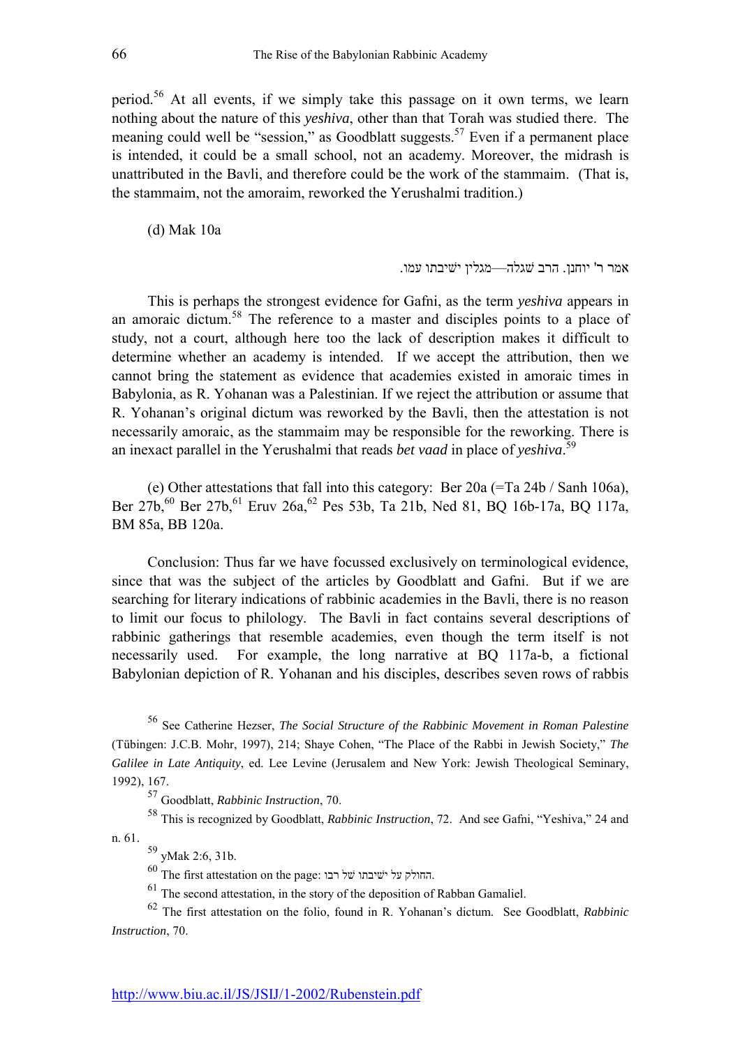period.[56] At all events, if we simply take this passage on it own terms, we learn nothing about the nature of this *yeshiva*, other than that Torah was studied there. The meaning could well be "session," as Goodblatt suggests.[57] Even if a permanent place is intended, it could be a small school, not an academy. Moreover, the midrash is unattributed in the Bavli, and therefore could be the work of the stammaim. (That is, the stammaim, not the amoraim, reworked the Yerushalmi tradition.)

(d) Mak 10a

אמר ר' יוחנן. הרב שגלה—מגלין ישיבתו עמו.

This is perhaps the strongest evidence for Gafni, as the term *yeshiva* appears in an amoraic dictum.[58] The reference to a master and disciples points to a place of study, not a court, although here too the lack of description makes it difficult to determine whether an academy is intended. If we accept the attribution, then we cannot bring the statement as evidence that academies existed in amoraic times in Babylonia, as R. Yohanan was a Palestinian. If we reject the attribution or assume that R. Yohanan's original dictum was reworked by the Bavli, then the attestation is not necessarily amoraic, as the stammaim may be responsible for the reworking. There is an inexact parallel in the Yerushalmi that reads *bet vaad* in place of *yeshiva*.[59]

(e) Other attestations that fall into this category: Ber 20a (=Ta 24b / Sanh 106a), Ber 27b,[60] Ber 27b,[61] Eruv 26a,[62] Pes 53b, Ta 21b, Ned 81, BQ 16b-17a, BQ 117a, BM 85a, BB 120a.

Conclusion: Thus far we have focussed exclusively on terminological evidence, since that was the subject of the articles by Goodblatt and Gafni. But if we are searching for literary indications of rabbinic academies in the Bavli, there is no reason to limit our focus to philology. The Bavli in fact contains several descriptions of rabbinic gatherings that resemble academies, even though the term itself is not necessarily used. For example, the long narrative at BQ 117a-b, a fictional Babylonian depiction of R. Yohanan and his disciples, describes seven rows of rabbis

---

[56] See Catherine Hezser, *The Social Structure of the Rabbinic Movement in Roman Palestine* (Tübingen: J.C.B. Mohr, 1997), 214; Shaye Cohen, "The Place of the Rabbi in Jewish Society," *The Galilee in Late Antiquity*, ed. Lee Levine (Jerusalem and New York: Jewish Theological Seminary, 1992), 167.

[57] Goodblatt, *Rabbinic Instruction*, 70.

[58] This is recognized by Goodblatt, *Rabbinic Instruction*, 72. And see Gafni, "Yeshiva," 24 and n. 61.

[59] yMak 2:6, 31b.

[60] The first attestation on the page: החולק על ישיבתו של רבו.

[61] The second attestation, in the story of the deposition of Rabban Gamaliel.

[62] The first attestation on the folio, found in R. Yohanan's dictum. See Goodblatt, *Rabbinic Instruction*, 70.

http://www.biu.ac.il/JS/JSIJ/1-2002/Rubenstein.pdf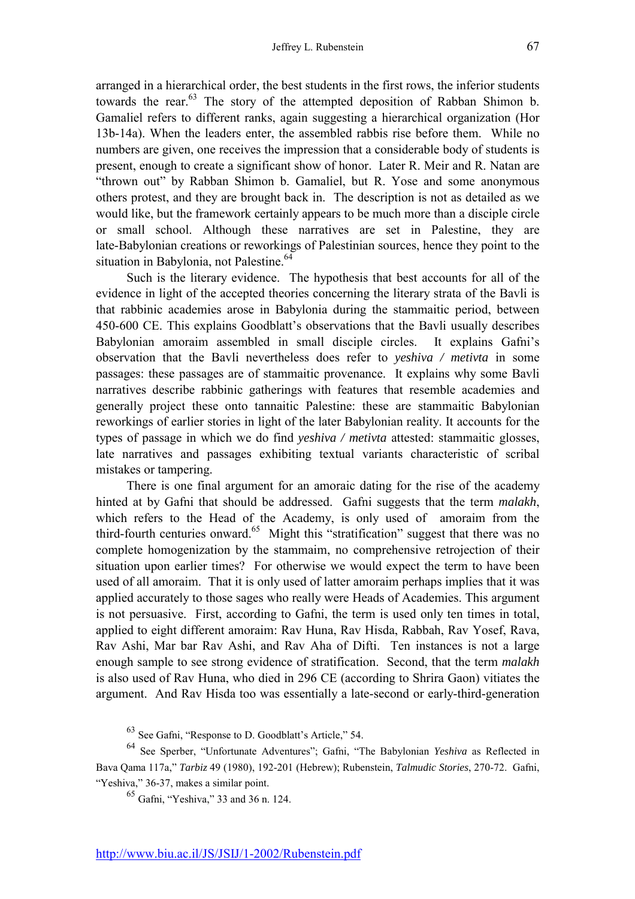arranged in a hierarchical order, the best students in the first rows, the inferior students towards the rear.[63] The story of the attempted deposition of Rabban Shimon b. Gamaliel refers to different ranks, again suggesting a hierarchical organization (Hor 13b-14a). When the leaders enter, the assembled rabbis rise before them. While no numbers are given, one receives the impression that a considerable body of students is present, enough to create a significant show of honor. Later R. Meir and R. Natan are "thrown out" by Rabban Shimon b. Gamaliel, but R. Yose and some anonymous others protest, and they are brought back in. The description is not as detailed as we would like, but the framework certainly appears to be much more than a disciple circle or small school. Although these narratives are set in Palestine, they are late-Babylonian creations or reworkings of Palestinian sources, hence they point to the situation in Babylonia, not Palestine.[64]

Such is the literary evidence. The hypothesis that best accounts for all of the evidence in light of the accepted theories concerning the literary strata of the Bavli is that rabbinic academies arose in Babylonia during the stammaitic period, between 450-600 CE. This explains Goodblatt's observations that the Bavli usually describes Babylonian amoraim assembled in small disciple circles. It explains Gafni's observation that the Bavli nevertheless does refer to *yeshiva / metivta* in some passages: these passages are of stammaitic provenance. It explains why some Bavli narratives describe rabbinic gatherings with features that resemble academies and generally project these onto tannaitic Palestine: these are stammaitic Babylonian reworkings of earlier stories in light of the later Babylonian reality. It accounts for the types of passage in which we do find *yeshiva / metivta* attested: stammaitic glosses, late narratives and passages exhibiting textual variants characteristic of scribal mistakes or tampering.

There is one final argument for an amoraic dating for the rise of the academy hinted at by Gafni that should be addressed. Gafni suggests that the term *malakh*, which refers to the Head of the Academy, is only used of amoraim from the third-fourth centuries onward.[65] Might this "stratification" suggest that there was no complete homogenization by the stammaim, no comprehensive retrojection of their situation upon earlier times? For otherwise we would expect the term to have been used of all amoraim. That it is only used of latter amoraim perhaps implies that it was applied accurately to those sages who really were Heads of Academies. This argument is not persuasive. First, according to Gafni, the term is used only ten times in total, applied to eight different amoraim: Rav Huna, Rav Hisda, Rabbah, Rav Yosef, Rava, Rav Ashi, Mar bar Rav Ashi, and Rav Aha of Difti. Ten instances is not a large enough sample to see strong evidence of stratification. Second, that the term *malakh* is also used of Rav Huna, who died in 296 CE (according to Shrira Gaon) vitiates the argument. And Rav Hisda too was essentially a late-second or early-third-generation

[63] See Gafni, "Response to D. Goodblatt's Article," 54.

[64] See Sperber, "Unfortunate Adventures"; Gafni, "The Babylonian *Yeshiva* as Reflected in Bava Qama 117a," *Tarbiz* 49 (1980), 192-201 (Hebrew); Rubenstein, *Talmudic Stories*, 270-72. Gafni, "Yeshiva," 36-37, makes a similar point.

[65] Gafni, "Yeshiva," 33 and 36 n. 124.

http://www.biu.ac.il/JS/JSIJ/1-2002/Rubenstein.pdf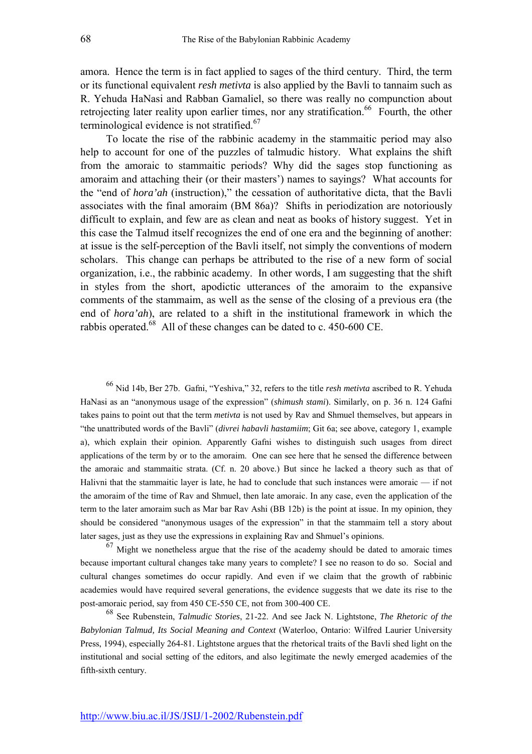amora. Hence the term is in fact applied to sages of the third century. Third, the term or its functional equivalent *resh metivta* is also applied by the Bavli to tannaim such as R. Yehuda HaNasi and Rabban Gamaliel, so there was really no compunction about retrojecting later reality upon earlier times, nor any stratification.[66] Fourth, the other terminological evidence is not stratified.[67]

To locate the rise of the rabbinic academy in the stammaitic period may also help to account for one of the puzzles of talmudic history. What explains the shift from the amoraic to stammaitic periods? Why did the sages stop functioning as amoraim and attaching their (or their masters') names to sayings? What accounts for the "end of *hora'ah* (instruction)," the cessation of authoritative dicta, that the Bavli associates with the final amoraim (BM 86a)? Shifts in periodization are notoriously difficult to explain, and few are as clean and neat as books of history suggest. Yet in this case the Talmud itself recognizes the end of one era and the beginning of another: at issue is the self-perception of the Bavli itself, not simply the conventions of modern scholars. This change can perhaps be attributed to the rise of a new form of social organization, i.e., the rabbinic academy. In other words, I am suggesting that the shift in styles from the short, apodictic utterances of the amoraim to the expansive comments of the stammaim, as well as the sense of the closing of a previous era (the end of *hora'ah*), are related to a shift in the institutional framework in which the rabbis operated.[68] All of these changes can be dated to c. 450-600 CE.

---

[66] Nid 14b, Ber 27b. Gafni, "Yeshiva," 32, refers to the title *resh metivta* ascribed to R. Yehuda HaNasi as an "anonymous usage of the expression" (*shimush stami*). Similarly, on p. 36 n. 124 Gafni takes pains to point out that the term *metivta* is not used by Rav and Shmuel themselves, but appears in "the unattributed words of the Bavli" (*divrei habavli hastamiim*; Git 6a; see above, category 1, example a), which explain their opinion. Apparently Gafni wishes to distinguish such usages from direct applications of the term by or to the amoraim. One can see here that he sensed the difference between the amoraic and stammaitic strata. (Cf. n. 20 above.) But since he lacked a theory such as that of Halivni that the stammaitic layer is late, he had to conclude that such instances were amoraic — if not the amoraim of the time of Rav and Shmuel, then late amoraic. In any case, even the application of the term to the later amoraim such as Mar bar Rav Ashi (BB 12b) is the point at issue. In my opinion, they should be considered "anonymous usages of the expression" in that the stammaim tell a story about later sages, just as they use the expressions in explaining Rav and Shmuel's opinions.

[67] Might we nonetheless argue that the rise of the academy should be dated to amoraic times because important cultural changes take many years to complete? I see no reason to do so. Social and cultural changes sometimes do occur rapidly. And even if we claim that the growth of rabbinic academies would have required several generations, the evidence suggests that we date its rise to the post-amoraic period, say from 450 CE-550 CE, not from 300-400 CE.

[68] See Rubenstein, *Talmudic Stories*, 21-22. And see Jack N. Lightstone, *The Rhetoric of the Babylonian Talmud, Its Social Meaning and Context* (Waterloo, Ontario: Wilfred Laurier University Press, 1994), especially 264-81. Lightstone argues that the rhetorical traits of the Bavli shed light on the institutional and social setting of the editors, and also legitimate the newly emerged academies of the fifth-sixth century.